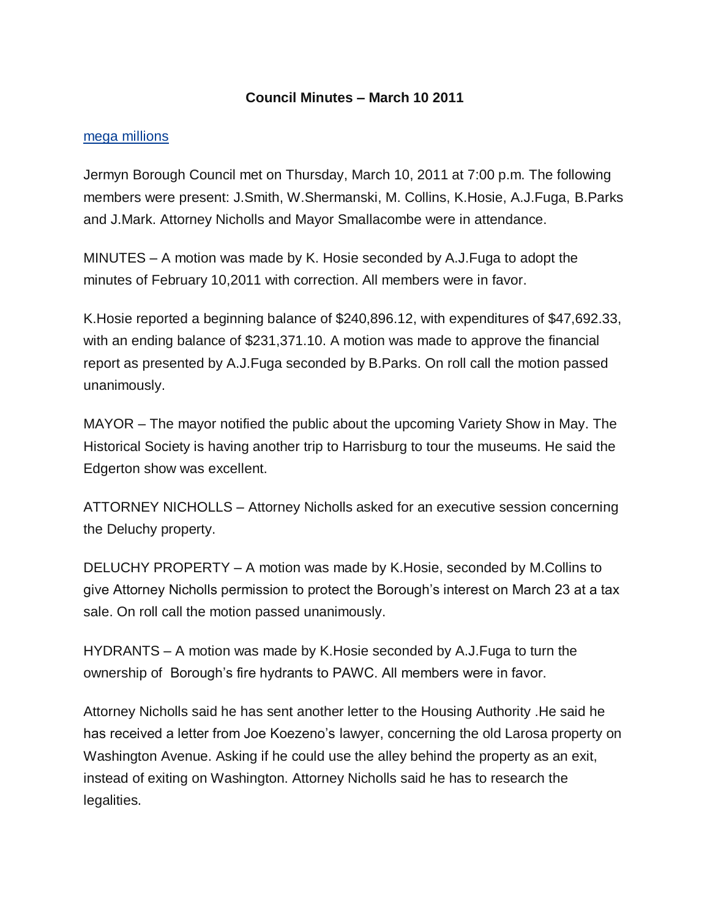# Council Minutes – March 10 2011

[mega millions]

Jermyn Borough Council met on Thursday, March 10, 2011 at 7:00 p.m. The following members were present: J.Smith, W.Shermanski, M. Collins, K.Hosie, A.J.Fuga, B.Parks and J.Mark. Attorney Nicholls and Mayor Smallacombe were in attendance.

MINUTES – A motion was made by K. Hosie seconded by A.J.Fuga to adopt the minutes of February 10,2011 with correction. All members were in favor.

K.Hosie reported a beginning balance of $240,896.12, with expenditures of $47,692.33, with an ending balance of $231,371.10. A motion was made to approve the financial report as presented by A.J.Fuga seconded by B.Parks. On roll call the motion passed unanimously.

MAYOR – The mayor notified the public about the upcoming Variety Show in May. The Historical Society is having another trip to Harrisburg to tour the museums. He said the Edgerton show was excellent.

ATTORNEY NICHOLLS – Attorney Nicholls asked for an executive session concerning the Deluchy property.

DELUCHY PROPERTY – A motion was made by K.Hosie, seconded by M.Collins to give Attorney Nicholls permission to protect the Borough's interest on March 23 at a tax sale. On roll call the motion passed unanimously.

HYDRANTS – A motion was made by K.Hosie seconded by A.J.Fuga to turn the ownership of Borough's fire hydrants to PAWC. All members were in favor.

Attorney Nicholls said he has sent another letter to the Housing Authority .He said he has received a letter from Joe Koezeno's lawyer, concerning the old Larosa property on Washington Avenue. Asking if he could use the alley behind the property as an exit, instead of exiting on Washington. Attorney Nicholls said he has to research the legalities.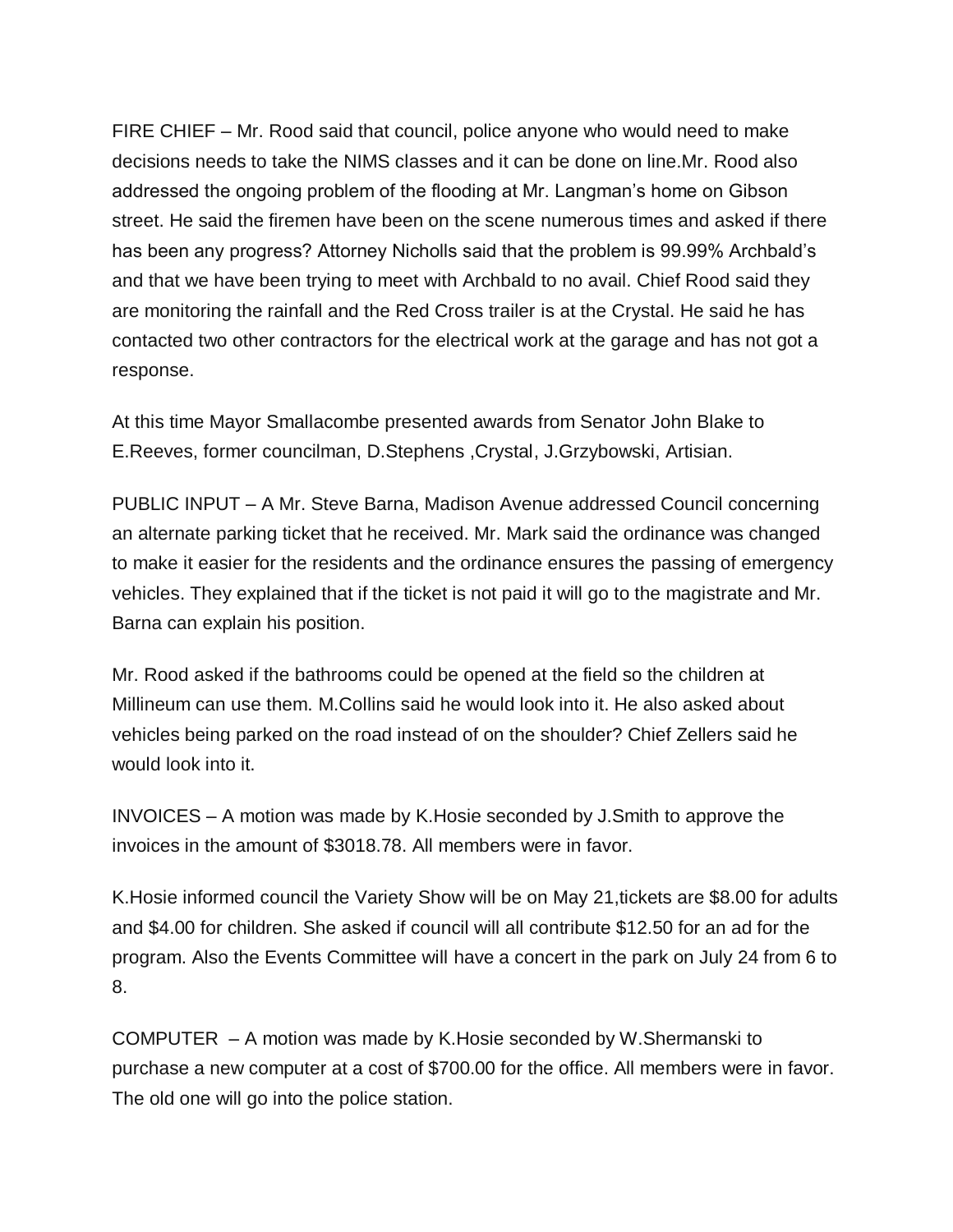FIRE CHIEF – Mr. Rood said that council, police anyone who would need to make decisions needs to take the NIMS classes and it can be done on line.Mr. Rood also addressed the ongoing problem of the flooding at Mr. Langman's home on Gibson street. He said the firemen have been on the scene numerous times and asked if there has been any progress? Attorney Nicholls said that the problem is 99.99% Archbald's and that we have been trying to meet with Archbald to no avail. Chief Rood said they are monitoring the rainfall and the Red Cross trailer is at the Crystal. He said he has contacted two other contractors for the electrical work at the garage and has not got a response.

At this time Mayor Smallacombe presented awards from Senator John Blake to E.Reeves, former councilman, D.Stephens ,Crystal, J.Grzybowski, Artisian.

PUBLIC INPUT – A Mr. Steve Barna, Madison Avenue addressed Council concerning an alternate parking ticket that he received. Mr. Mark said the ordinance was changed to make it easier for the residents and the ordinance ensures the passing of emergency vehicles. They explained that if the ticket is not paid it will go to the magistrate and Mr. Barna can explain his position.

Mr. Rood asked if the bathrooms could be opened at the field so the children at Millineum can use them. M.Collins said he would look into it. He also asked about vehicles being parked on the road instead of on the shoulder? Chief Zellers said he would look into it.

INVOICES – A motion was made by K.Hosie seconded by J.Smith to approve the invoices in the amount of $3018.78. All members were in favor.

K.Hosie informed council the Variety Show will be on May 21,tickets are $8.00 for adults and $4.00 for children. She asked if council will all contribute $12.50 for an ad for the program. Also the Events Committee will have a concert in the park on July 24 from 6 to 8.

COMPUTER – A motion was made by K.Hosie seconded by W.Shermanski to purchase a new computer at a cost of $700.00 for the office. All members were in favor. The old one will go into the police station.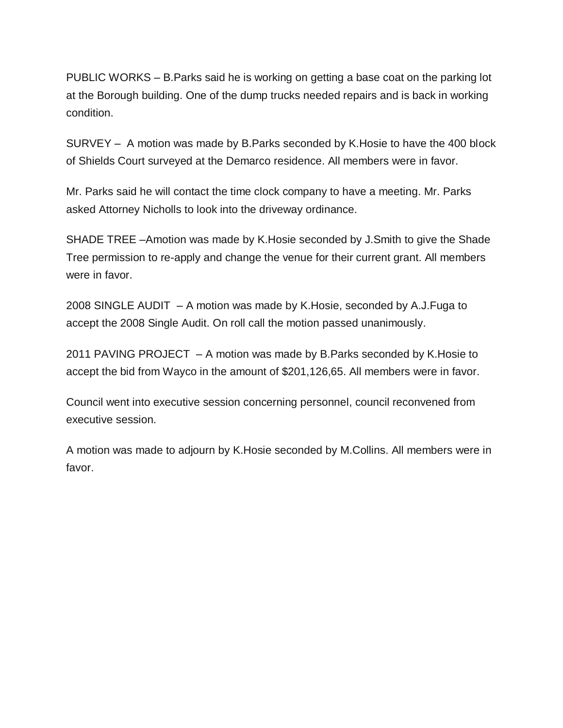PUBLIC WORKS – B.Parks said he is working on getting a base coat on the parking lot at the Borough building. One of the dump trucks needed repairs and is back in working condition.

SURVEY – A motion was made by B.Parks seconded by K.Hosie to have the 400 block of Shields Court surveyed at the Demarco residence. All members were in favor.

Mr. Parks said he will contact the time clock company to have a meeting. Mr. Parks asked Attorney Nicholls to look into the driveway ordinance.

SHADE TREE –Amotion was made by K.Hosie seconded by J.Smith to give the Shade Tree permission to re-apply and change the venue for their current grant. All members were in favor.

2008 SINGLE AUDIT – A motion was made by K.Hosie, seconded by A.J.Fuga to accept the 2008 Single Audit. On roll call the motion passed unanimously.

2011 PAVING PROJECT – A motion was made by B.Parks seconded by K.Hosie to accept the bid from Wayco in the amount of $201,126,65. All members were in favor.

Council went into executive session concerning personnel, council reconvened from executive session.

A motion was made to adjourn by K.Hosie seconded by M.Collins. All members were in favor.